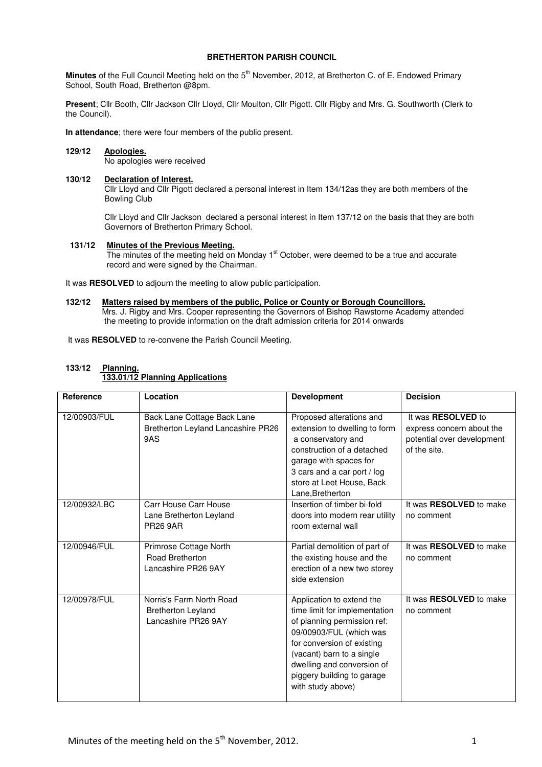**BRETHERTON PARISH COUNCIL**

**Minutes** of the Full Council Meeting held on the 5th November, 2012, at Bretherton C. of E. Endowed Primary School, South Road, Bretherton @8pm.

**Present**; Cllr Booth, Cllr Jackson Cllr Lloyd, Cllr Moulton, Cllr Pigott. Cllr Rigby and Mrs. G. Southworth (Clerk to the Council).

**In attendance**; there were four members of the public present.

**129/12 Apologies.**

No apologies were received

**130/12 Declaration of Interest.**

Cllr Lloyd and Cllr Pigott declared a personal interest in Item 134/12as they are both members of the Bowling Club

Cllr Lloyd and Cllr Jackson declared a personal interest in Item 137/12 on the basis that they are both Governors of Bretherton Primary School.

**131/12 Minutes of the Previous Meeting.**

The minutes of the meeting held on Monday 1st October, were deemed to be a true and accurate record and were signed by the Chairman.

It was **RESOLVED** to adjourn the meeting to allow public participation.

**132/12 Matters raised by members of the public, Police or County or Borough Councillors.**

Mrs. J. Rigby and Mrs. Cooper representing the Governors of Bishop Rawstorne Academy attended the meeting to provide information on the draft admission criteria for 2014 onwards

It was **RESOLVED** to re-convene the Parish Council Meeting.

**133/12 Planning.**

**133.01/12 Planning Applications**

| Reference | Location | Development | Decision |
|---|---|---|---|
| 12/00903/FUL | Back Lane Cottage Back Lane Bretherton Leyland Lancashire PR26 9AS | Proposed alterations and extension to dwelling to form a conservatory and construction of a detached garage with spaces for 3 cars and a car port / log store at Leet House, Back Lane,Bretherton | It was **RESOLVED** to express concern about the potential over development of the site. |
| 12/00932/LBC | Carr House Carr House Lane Bretherton Leyland PR26 9AR | Insertion of timber bi-fold doors into modern rear utility room external wall | It was **RESOLVED** to make no comment |
| 12/00946/FUL | Primrose Cottage North Road Bretherton Lancashire PR26 9AY | Partial demolition of part of the existing house and the erection of a new two storey side extension | It was **RESOLVED** to make no comment |
| 12/00978/FUL | Norris's Farm North Road Bretherton Leyland Lancashire PR26 9AY | Application to extend the time limit for implementation of planning permission ref: 09/00903/FUL (which was for conversion of existing (vacant) barn to a single dwelling and conversion of piggery building to garage with study above) | It was **RESOLVED** to make no comment |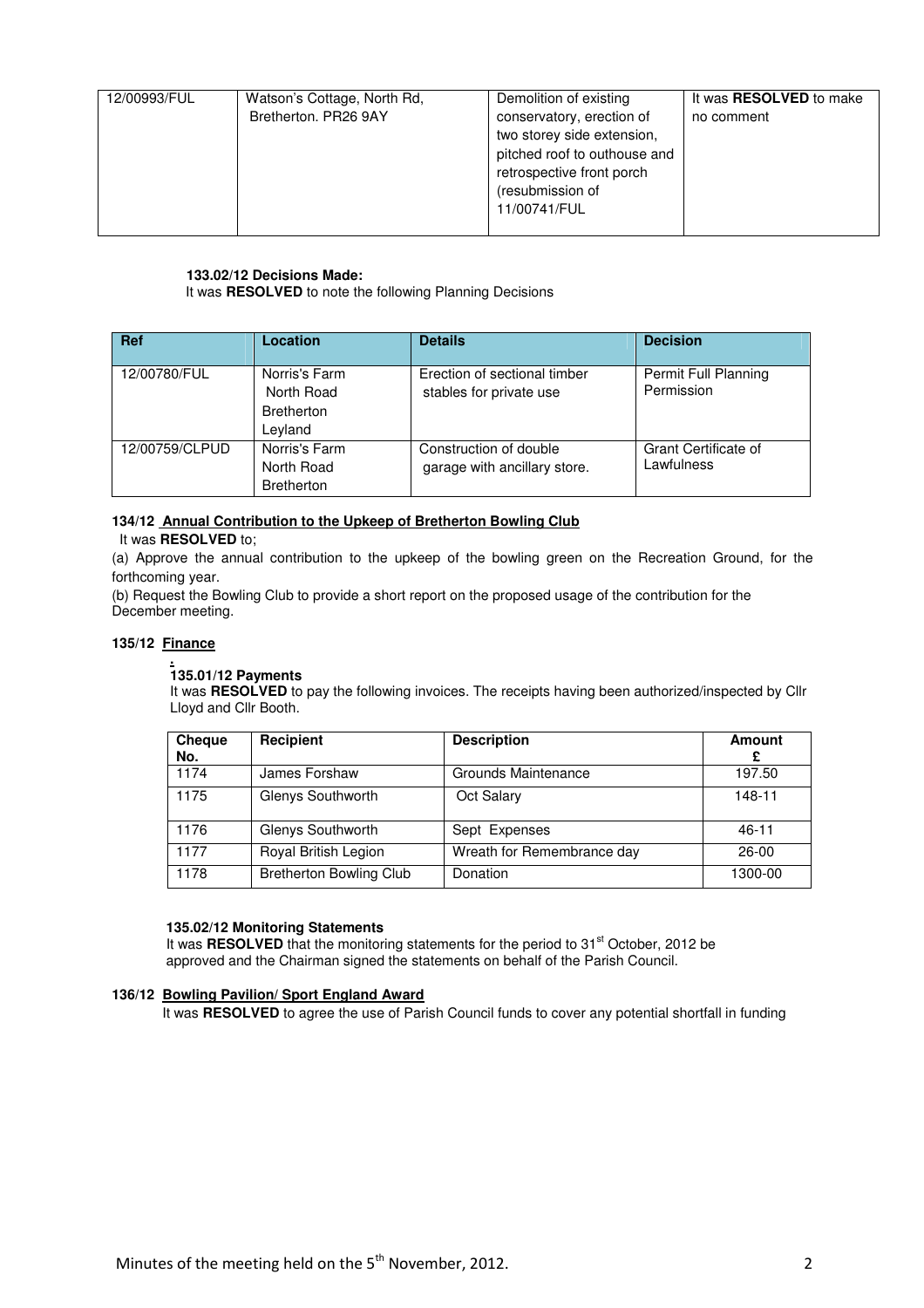| 12/00993/FUL | Watson's Cottage, North Rd, Bretherton. PR26 9AY | Demolition of existing conservatory, erection of two storey side extension, pitched roof to outhouse and retrospective front porch (resubmission of 11/00741/FUL | It was **RESOLVED** to make no comment |
|---|---|---|---|

**133.02/12 Decisions Made:**

It was **RESOLVED** to note the following Planning Decisions

| Ref | Location | Details | Decision |
|---|---|---|---|
| 12/00780/FUL | Norris's Farm North Road Bretherton Leyland | Erection of sectional timber stables for private use | Permit Full Planning Permission |
| 12/00759/CLPUD | Norris's Farm North Road Bretherton | Construction of double garage with ancillary store. | Grant Certificate of Lawfulness |

**134/12 Annual Contribution to the Upkeep of Bretherton Bowling Club**

It was **RESOLVED** to;

(a) Approve the annual contribution to the upkeep of the bowling green on the Recreation Ground, for the forthcoming year.

(b) Request the Bowling Club to provide a short report on the proposed usage of the contribution for the December meeting.

**135/12 Finance**

**135.01/12 Payments**

It was **RESOLVED** to pay the following invoices. The receipts having been authorized/inspected by Cllr Lloyd and Cllr Booth.

| Cheque No. | Recipient | Description | Amount £ |
|---|---|---|---|
| 1174 | James Forshaw | Grounds Maintenance | 197.50 |
| 1175 | Glenys Southworth | Oct Salary | 148-11 |
| 1176 | Glenys Southworth | Sept Expenses | 46-11 |
| 1177 | Royal British Legion | Wreath for Remembrance day | 26-00 |
| 1178 | Bretherton Bowling Club | Donation | 1300-00 |

**135.02/12 Monitoring Statements**

It was **RESOLVED** that the monitoring statements for the period to 31st October, 2012 be approved and the Chairman signed the statements on behalf of the Parish Council.

**136/12 Bowling Pavilion/ Sport England Award**

It was **RESOLVED** to agree the use of Parish Council funds to cover any potential shortfall in funding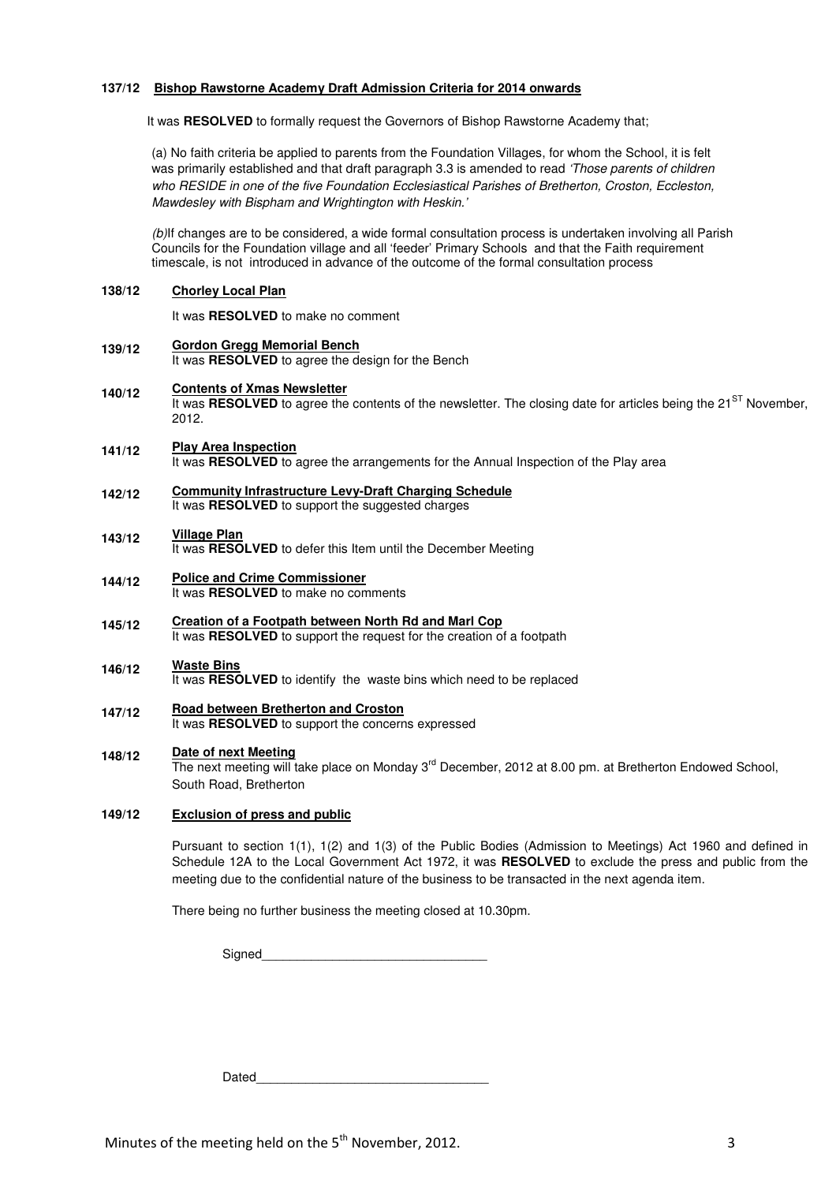**137/12 Bishop Rawstorne Academy Draft Admission Criteria for 2014 onwards**

It was **RESOLVED** to formally request the Governors of Bishop Rawstorne Academy that;

(a) No faith criteria be applied to parents from the Foundation Villages, for whom the School, it is felt was primarily established and that draft paragraph 3.3 is amended to read *'Those parents of children who RESIDE in one of the five Foundation Ecclesiastical Parishes of Bretherton, Croston, Eccleston, Mawdesley with Bispham and Wrightington with Heskin.'*

*(b)*If changes are to be considered, a wide formal consultation process is undertaken involving all Parish Councils for the Foundation village and all 'feeder' Primary Schools and that the Faith requirement timescale, is not introduced in advance of the outcome of the formal consultation process

**138/12 Chorley Local Plan**

It was **RESOLVED** to make no comment

**139/12 Gordon Gregg Memorial Bench**

It was **RESOLVED** to agree the design for the Bench

**140/12 Contents of Xmas Newsletter**

It was **RESOLVED** to agree the contents of the newsletter. The closing date for articles being the 21[ST] November, 2012.

**141/12 Play Area Inspection**

It was **RESOLVED** to agree the arrangements for the Annual Inspection of the Play area

**142/12 Community Infrastructure Levy-Draft Charging Schedule**

It was **RESOLVED** to support the suggested charges

**143/12 Village Plan**

It was **RESOLVED** to defer this Item until the December Meeting

**144/12 Police and Crime Commissioner**

It was **RESOLVED** to make no comments

**145/12 Creation of a Footpath between North Rd and Marl Cop**

It was **RESOLVED** to support the request for the creation of a footpath

**146/12 Waste Bins**

It was **RESOLVED** to identify the waste bins which need to be replaced

**147/12 Road between Bretherton and Croston**

It was **RESOLVED** to support the concerns expressed

**148/12 Date of next Meeting**

The next meeting will take place on Monday 3[rd] December, 2012 at 8.00 pm. at Bretherton Endowed School, South Road, Bretherton

**149/12 Exclusion of press and public**

Pursuant to section 1(1), 1(2) and 1(3) of the Public Bodies (Admission to Meetings) Act 1960 and defined in Schedule 12A to the Local Government Act 1972, it was **RESOLVED** to exclude the press and public from the meeting due to the confidential nature of the business to be transacted in the next agenda item.

There being no further business the meeting closed at 10.30pm.

Signed________________________________

Dated_________________________________

Minutes of the meeting held on the 5[th] November, 2012.